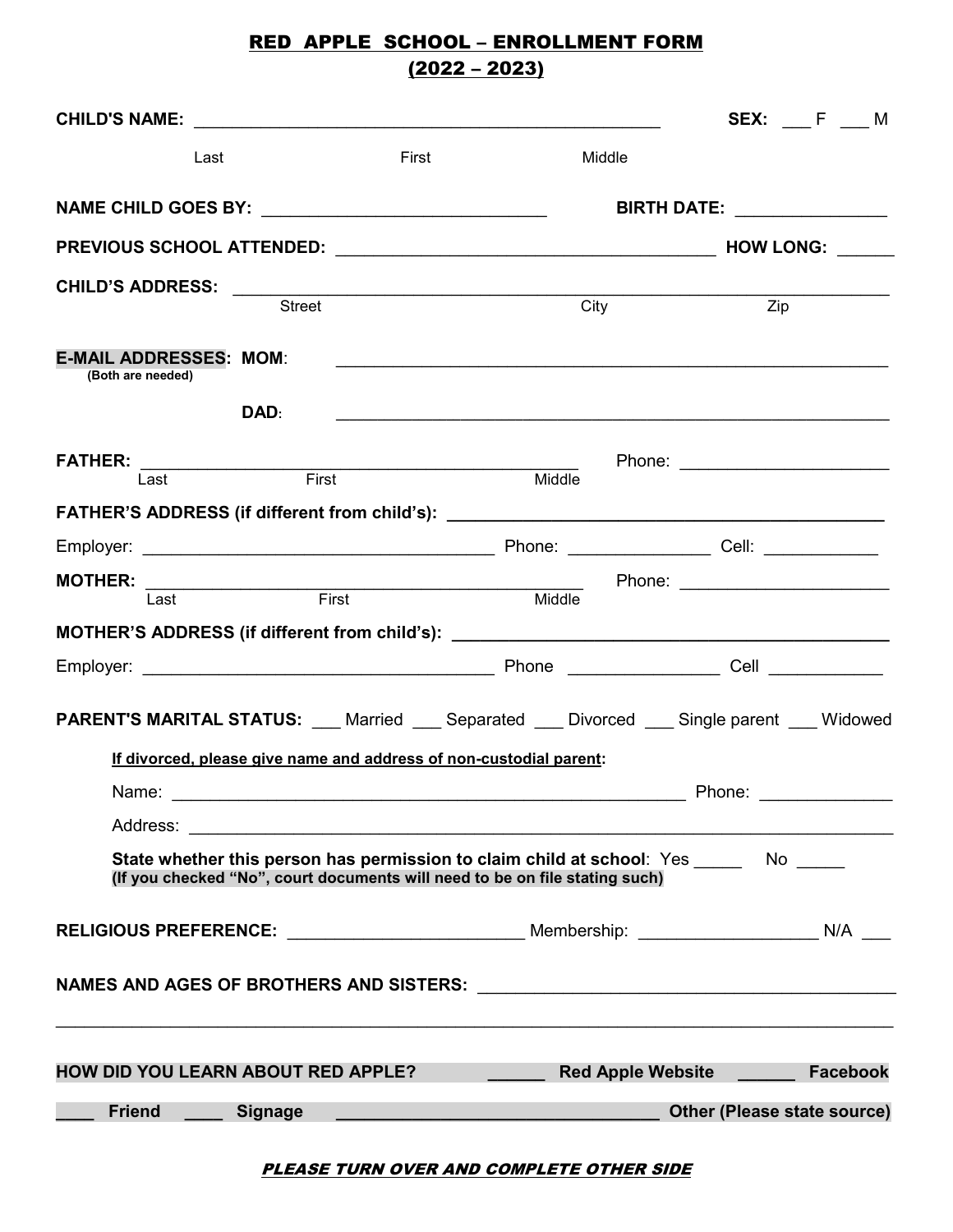# RED APPLE SCHOOL – ENROLLMENT FORM
## (2022 – 2023)

**CHILD'S NAME:** ___________________________________________________ **SEX:** ___ F ___ M

Last First Middle

**NAME CHILD GOES BY:** ______________________________ **BIRTH DATE:** ________________

**PREVIOUS SCHOOL ATTENDED:** __________________________________________ **HOW LONG:** ______

**CHILD'S ADDRESS:** _________________________________________________________________________

Street City Zip

**E-MAIL ADDRESSES: MOM:** ____________________________________________________________
**(Both are needed)**

**DAD:** ____________________________________________________________

**FATHER:** ________________________________________________ Phone: _______________________

Last First Middle

**FATHER'S ADDRESS (if different from child's):** _______________________________________________

Employer: ______________________________________ Phone: _______________ Cell: ____________

**MOTHER:** ________________________________________________ Phone: _______________________

Last First Middle

**MOTHER'S ADDRESS (if different from child's):** _______________________________________________

Employer: ______________________________________ Phone ________________ Cell ____________

**PARENT'S MARITAL STATUS:** ___ Married ___ Separated ___ Divorced ___ Single parent ___ Widowed

**If divorced, please give name and address of non-custodial parent:**

Name: ________________________________________________________ Phone: ______________

Address: __________________________________________________________________________

**State whether this person has permission to claim child at school**: Yes _____ No _____
**(If you checked "No", court documents will need to be on file stating such)**

**RELIGIOUS PREFERENCE:** _________________________ Membership: ___________________ N/A ___

**NAMES AND AGES OF BROTHERS AND SISTERS:** ____________________________________________

_____________________________________________________________________________________

**HOW DID YOU LEARN ABOUT RED APPLE?** ______ **Red Apple Website** ______ **Facebook**

____ **Friend** ____ **Signage** __________________________________ **Other (Please state source)**

***PLEASE TURN OVER AND COMPLETE OTHER SIDE***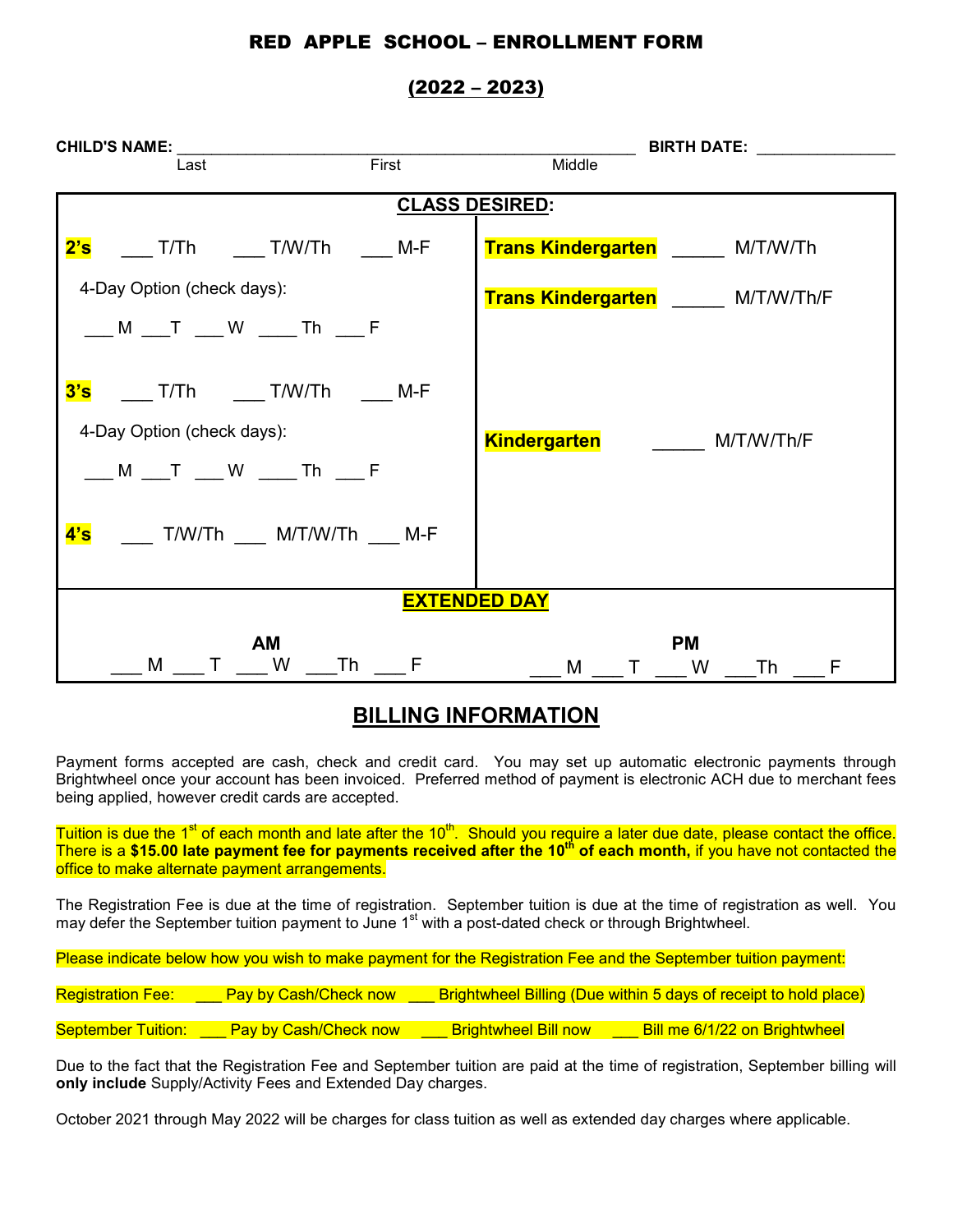# RED APPLE SCHOOL – ENROLLMENT FORM

## (2022 – 2023)

**CHILD'S NAME:** ______________________________________________ **BIRTH DATE:** _______________

Last First Middle

| **CLASS DESIRED:** | |
|---|---|
| **2's** ___ T/Th ___ T/W/Th ___ M-F<br>4-Day Option (check days):<br>___ M ___T ___ W ____ Th ___ F | **Trans Kindergarten** _____ M/T/W/Th<br>**Trans Kindergarten** _____ M/T/W/Th/F |
| **3's** ___ T/Th ___ T/W/Th ___ M-F<br>4-Day Option (check days):<br>___ M ___T ___ W ____ Th ___ F | **Kindergarten** _____ M/T/W/Th/F |
| **4's** ___ T/W/Th ___ M/T/W/Th ___ M-F | |

| **EXTENDED DAY** | |
|---|---|
| **AM** | **PM** |
| ___ M ___ T ___ W ___Th ___ F | ___ M ___ T ___ W ___Th ___ F |

## BILLING INFORMATION

Payment forms accepted are cash, check and credit card. You may set up automatic electronic payments through Brightwheel once your account has been invoiced. Preferred method of payment is electronic ACH due to merchant fees being applied, however credit cards are accepted.

Tuition is due the 1st of each month and late after the 10th. Should you require a later due date, please contact the office. There is a **$15.00 late payment fee for payments received after the 10th of each month,** if you have not contacted the office to make alternate payment arrangements.

The Registration Fee is due at the time of registration. September tuition is due at the time of registration as well. You may defer the September tuition payment to June 1st with a post-dated check or through Brightwheel.

Please indicate below how you wish to make payment for the Registration Fee and the September tuition payment:

Registration Fee: ___ Pay by Cash/Check now ___ Brightwheel Billing (Due within 5 days of receipt to hold place)

September Tuition: ___ Pay by Cash/Check now ___ Brightwheel Bill now ___ Bill me 6/1/22 on Brightwheel

Due to the fact that the Registration Fee and September tuition are paid at the time of registration, September billing will **only include** Supply/Activity Fees and Extended Day charges.

October 2021 through May 2022 will be charges for class tuition as well as extended day charges where applicable.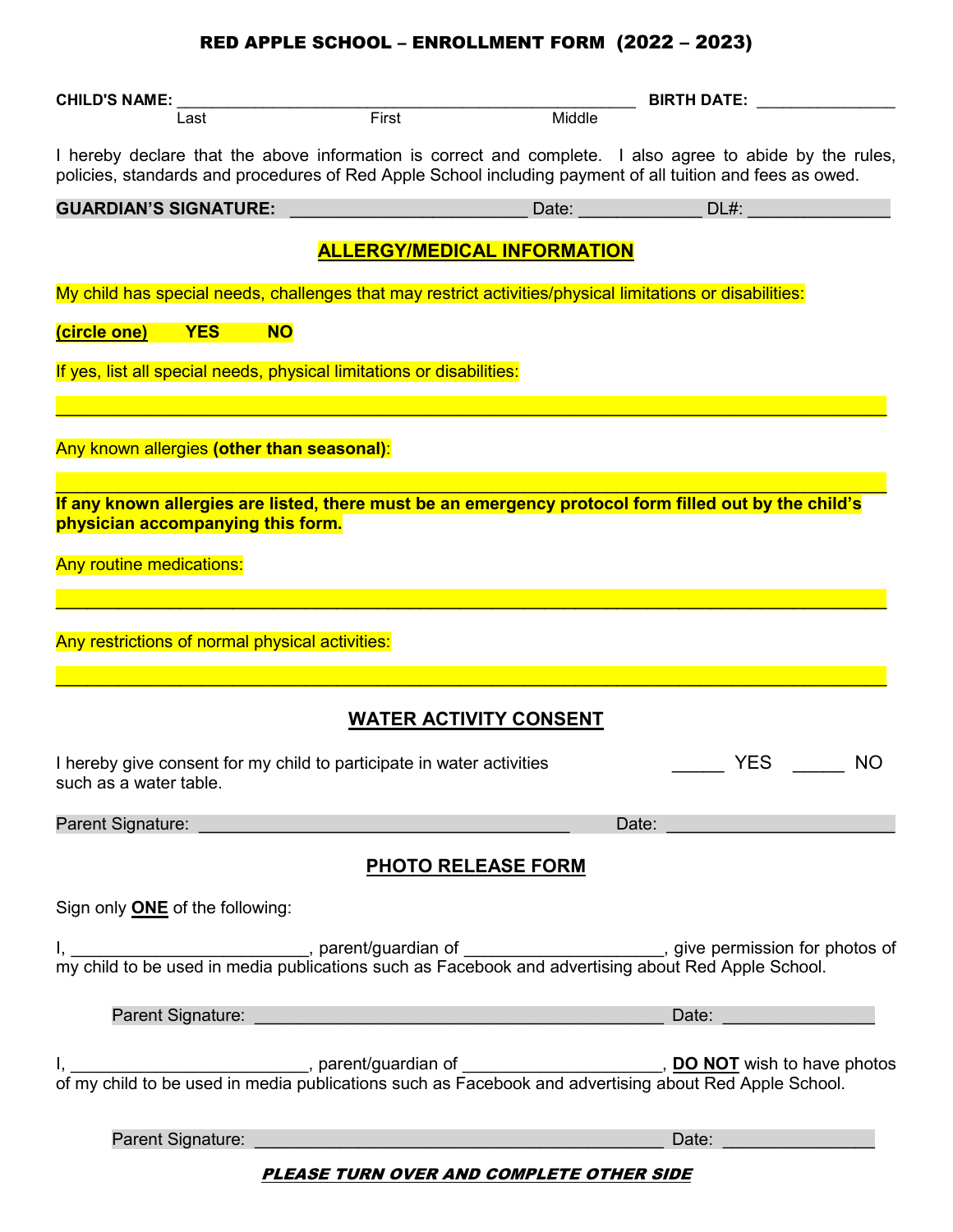# RED APPLE SCHOOL – ENROLLMENT FORM (2022 – 2023)

**CHILD'S NAME:** ___________________________________________________ **BIRTH DATE:** _______________

Last First Middle

I hereby declare that the above information is correct and complete. I also agree to abide by the rules, policies, standards and procedures of Red Apple School including payment of all tuition and fees as owed.

**GUARDIAN'S SIGNATURE:** ________________________ Date: ____________ DL#: ______________

## ALLERGY/MEDICAL INFORMATION

My child has special needs, challenges that may restrict activities/physical limitations or disabilities:

**(circle one) YES NO**

If yes, list all special needs, physical limitations or disabilities:

_______________________________________________________________________________

Any known allergies **(other than seasonal)**:

_______________________________________________________________________________

**If any known allergies are listed, there must be an emergency protocol form filled out by the child's physician accompanying this form.**

Any routine medications:

_______________________________________________________________________________

Any restrictions of normal physical activities:

_______________________________________________________________________________

## WATER ACTIVITY CONSENT

I hereby give consent for my child to participate in water activities such as a water table. _____ YES _____ NO

Parent Signature: ______________________________________ Date: _______________________

## PHOTO RELEASE FORM

Sign only **ONE** of the following:

I, _________________________, parent/guardian of ____________________, give permission for photos of my child to be used in media publications such as Facebook and advertising about Red Apple School.

Parent Signature: ___________________________________________ Date: ________________

I, _________________________, parent/guardian of ____________________, **DO NOT** wish to have photos of my child to be used in media publications such as Facebook and advertising about Red Apple School.

Parent Signature: ___________________________________________ Date: ________________

***PLEASE TURN OVER AND COMPLETE OTHER SIDE***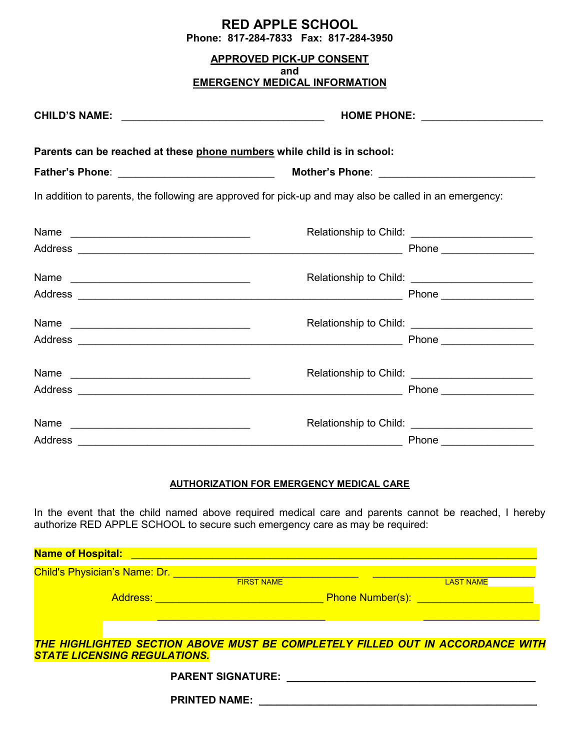# RED APPLE SCHOOL

**Phone: 817-284-7833 Fax: 817-284-3950**

## APPROVED PICK-UP CONSENT
**and**
## EMERGENCY MEDICAL INFORMATION

**CHILD'S NAME:** ___________________________________ **HOME PHONE:** ____________________

**Parents can be reached at these phone numbers while child is in school:**

**Father's Phone**: __________________________ **Mother's Phone**: __________________________

In addition to parents, the following are approved for pick-up and may also be called in an emergency:

Name ______________________________ Relationship to Child: ____________________
Address _______________________________________________________ Phone ______________

Name ______________________________ Relationship to Child: ____________________
Address _______________________________________________________ Phone ______________

Name ______________________________ Relationship to Child: ____________________
Address _______________________________________________________ Phone ______________

Name ______________________________ Relationship to Child: ____________________
Address _______________________________________________________ Phone ______________

Name ______________________________ Relationship to Child: ____________________
Address _______________________________________________________ Phone ______________

### AUTHORIZATION FOR EMERGENCY MEDICAL CARE

In the event that the child named above required medical care and parents cannot be reached, I hereby authorize RED APPLE SCHOOL to secure such emergency care as may be required:

**Name of Hospital:** ______________________________________________________________

Child's Physician's Name: Dr. ______________________________ ______________________________
FIRST NAME LAST NAME

Address: ______________________________ Phone Number(s): ____________________
______________________________ ____________________

***THE HIGHLIGHTED SECTION ABOVE MUST BE COMPLETELY FILLED OUT IN ACCORDANCE WITH STATE LICENSING REGULATIONS.***

**PARENT SIGNATURE:** ________________________________________

**PRINTED NAME:** ____________________________________________